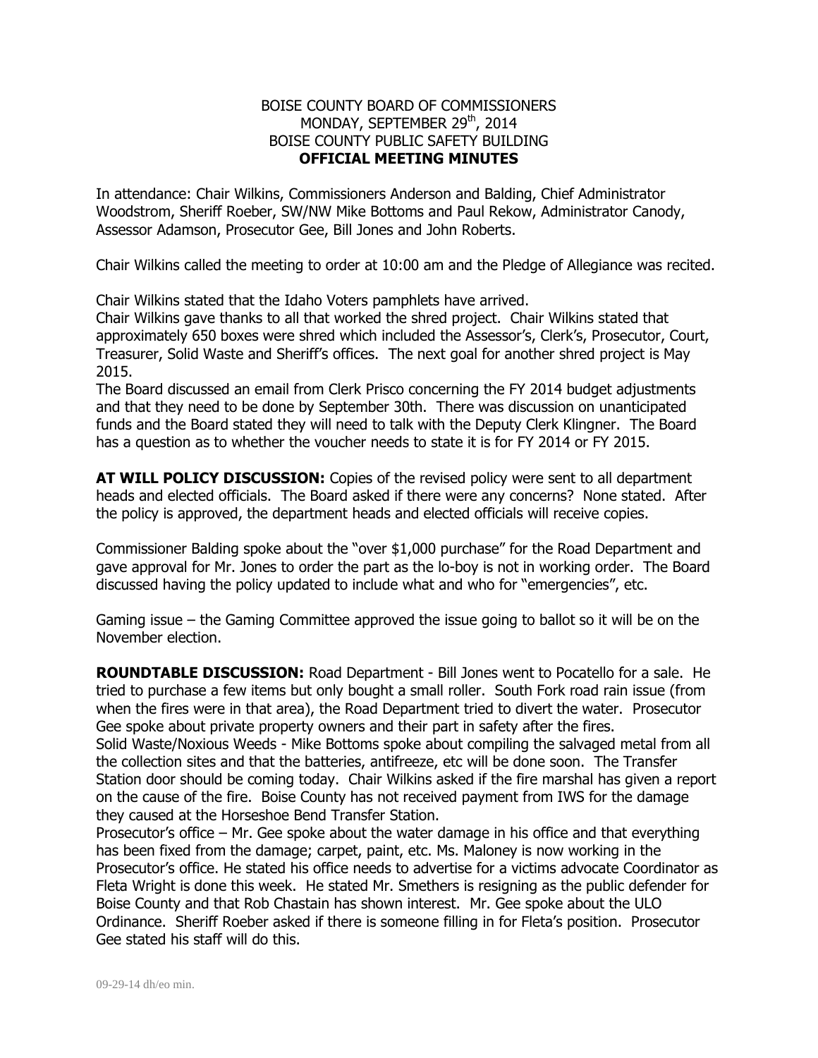BOISE COUNTY BOARD OF COMMISSIONERS
MONDAY, SEPTEMBER 29th, 2014
BOISE COUNTY PUBLIC SAFETY BUILDING
**OFFICIAL MEETING MINUTES**

In attendance: Chair Wilkins, Commissioners Anderson and Balding, Chief Administrator Woodstrom, Sheriff Roeber, SW/NW Mike Bottoms and Paul Rekow, Administrator Canody, Assessor Adamson, Prosecutor Gee, Bill Jones and John Roberts.

Chair Wilkins called the meeting to order at 10:00 am and the Pledge of Allegiance was recited.

Chair Wilkins stated that the Idaho Voters pamphlets have arrived.
Chair Wilkins gave thanks to all that worked the shred project. Chair Wilkins stated that approximately 650 boxes were shred which included the Assessor's, Clerk's, Prosecutor, Court, Treasurer, Solid Waste and Sheriff's offices. The next goal for another shred project is May 2015.
The Board discussed an email from Clerk Prisco concerning the FY 2014 budget adjustments and that they need to be done by September 30th. There was discussion on unanticipated funds and the Board stated they will need to talk with the Deputy Clerk Klingner. The Board has a question as to whether the voucher needs to state it is for FY 2014 or FY 2015.

**AT WILL POLICY DISCUSSION:** Copies of the revised policy were sent to all department heads and elected officials. The Board asked if there were any concerns? None stated. After the policy is approved, the department heads and elected officials will receive copies.

Commissioner Balding spoke about the "over $1,000 purchase" for the Road Department and gave approval for Mr. Jones to order the part as the lo-boy is not in working order. The Board discussed having the policy updated to include what and who for "emergencies", etc.

Gaming issue – the Gaming Committee approved the issue going to ballot so it will be on the November election.

**ROUNDTABLE DISCUSSION:** Road Department - Bill Jones went to Pocatello for a sale. He tried to purchase a few items but only bought a small roller. South Fork road rain issue (from when the fires were in that area), the Road Department tried to divert the water. Prosecutor Gee spoke about private property owners and their part in safety after the fires.
Solid Waste/Noxious Weeds - Mike Bottoms spoke about compiling the salvaged metal from all the collection sites and that the batteries, antifreeze, etc will be done soon. The Transfer Station door should be coming today. Chair Wilkins asked if the fire marshal has given a report on the cause of the fire. Boise County has not received payment from IWS for the damage they caused at the Horseshoe Bend Transfer Station.
Prosecutor's office – Mr. Gee spoke about the water damage in his office and that everything has been fixed from the damage; carpet, paint, etc. Ms. Maloney is now working in the Prosecutor's office. He stated his office needs to advertise for a victims advocate Coordinator as Fleta Wright is done this week. He stated Mr. Smethers is resigning as the public defender for Boise County and that Rob Chastain has shown interest. Mr. Gee spoke about the ULO Ordinance. Sheriff Roeber asked if there is someone filling in for Fleta's position. Prosecutor Gee stated his staff will do this.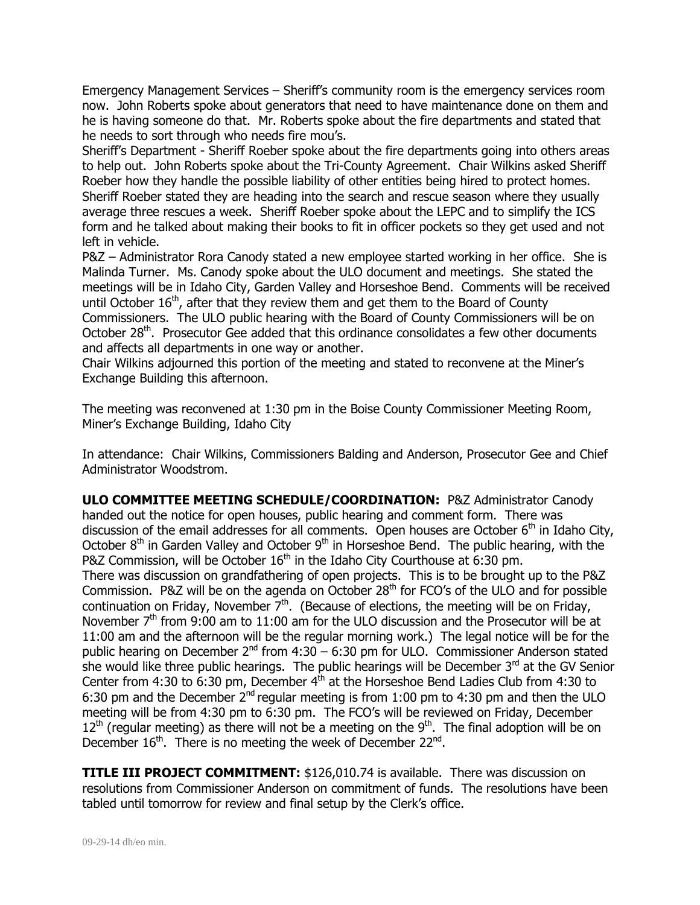Emergency Management Services – Sheriff's community room is the emergency services room now. John Roberts spoke about generators that need to have maintenance done on them and he is having someone do that. Mr. Roberts spoke about the fire departments and stated that he needs to sort through who needs fire mou's.

Sheriff's Department - Sheriff Roeber spoke about the fire departments going into others areas to help out. John Roberts spoke about the Tri-County Agreement. Chair Wilkins asked Sheriff Roeber how they handle the possible liability of other entities being hired to protect homes. Sheriff Roeber stated they are heading into the search and rescue season where they usually average three rescues a week. Sheriff Roeber spoke about the LEPC and to simplify the ICS form and he talked about making their books to fit in officer pockets so they get used and not left in vehicle.

P&Z – Administrator Rora Canody stated a new employee started working in her office. She is Malinda Turner. Ms. Canody spoke about the ULO document and meetings. She stated the meetings will be in Idaho City, Garden Valley and Horseshoe Bend. Comments will be received until October 16th, after that they review them and get them to the Board of County Commissioners. The ULO public hearing with the Board of County Commissioners will be on October 28th. Prosecutor Gee added that this ordinance consolidates a few other documents and affects all departments in one way or another.

Chair Wilkins adjourned this portion of the meeting and stated to reconvene at the Miner's Exchange Building this afternoon.

The meeting was reconvened at 1:30 pm in the Boise County Commissioner Meeting Room, Miner's Exchange Building, Idaho City

In attendance: Chair Wilkins, Commissioners Balding and Anderson, Prosecutor Gee and Chief Administrator Woodstrom.

**ULO COMMITTEE MEETING SCHEDULE/COORDINATION:** P&Z Administrator Canody handed out the notice for open houses, public hearing and comment form. There was discussion of the email addresses for all comments. Open houses are October 6th in Idaho City, October 8th in Garden Valley and October 9th in Horseshoe Bend. The public hearing, with the P&Z Commission, will be October 16th in the Idaho City Courthouse at 6:30 pm.

There was discussion on grandfathering of open projects. This is to be brought up to the P&Z Commission. P&Z will be on the agenda on October 28th for FCO's of the ULO and for possible continuation on Friday, November 7th. (Because of elections, the meeting will be on Friday, November 7th from 9:00 am to 11:00 am for the ULO discussion and the Prosecutor will be at 11:00 am and the afternoon will be the regular morning work.) The legal notice will be for the public hearing on December 2nd from 4:30 – 6:30 pm for ULO. Commissioner Anderson stated she would like three public hearings. The public hearings will be December 3rd at the GV Senior Center from 4:30 to 6:30 pm, December 4th at the Horseshoe Bend Ladies Club from 4:30 to 6:30 pm and the December 2nd regular meeting is from 1:00 pm to 4:30 pm and then the ULO meeting will be from 4:30 pm to 6:30 pm. The FCO's will be reviewed on Friday, December 12th (regular meeting) as there will not be a meeting on the 9th. The final adoption will be on December 16th. There is no meeting the week of December 22nd.

**TITLE III PROJECT COMMITMENT:** $126,010.74 is available. There was discussion on resolutions from Commissioner Anderson on commitment of funds. The resolutions have been tabled until tomorrow for review and final setup by the Clerk's office.

09-29-14 dh/eo min.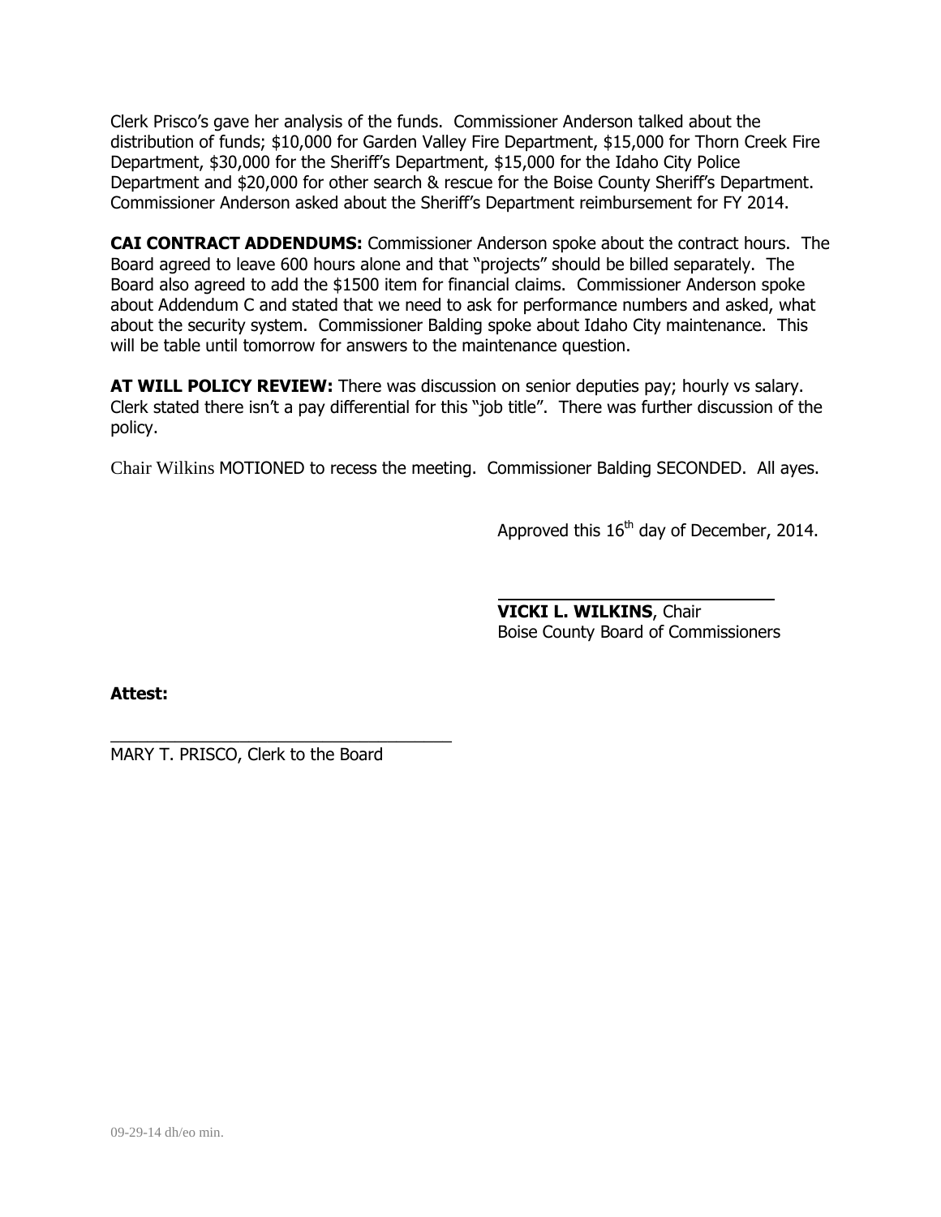Clerk Prisco's gave her analysis of the funds. Commissioner Anderson talked about the distribution of funds; $10,000 for Garden Valley Fire Department, $15,000 for Thorn Creek Fire Department, $30,000 for the Sheriff's Department, $15,000 for the Idaho City Police Department and $20,000 for other search & rescue for the Boise County Sheriff's Department. Commissioner Anderson asked about the Sheriff's Department reimbursement for FY 2014.

**CAI CONTRACT ADDENDUMS:** Commissioner Anderson spoke about the contract hours. The Board agreed to leave 600 hours alone and that "projects" should be billed separately. The Board also agreed to add the $1500 item for financial claims. Commissioner Anderson spoke about Addendum C and stated that we need to ask for performance numbers and asked, what about the security system. Commissioner Balding spoke about Idaho City maintenance. This will be table until tomorrow for answers to the maintenance question.

**AT WILL POLICY REVIEW:** There was discussion on senior deputies pay; hourly vs salary. Clerk stated there isn't a pay differential for this "job title". There was further discussion of the policy.

Chair Wilkins MOTIONED to recess the meeting. Commissioner Balding SECONDED. All ayes.

Approved this 16th day of December, 2014.

**VICKI L. WILKINS**, Chair
Boise County Board of Commissioners

**Attest:**

MARY T. PRISCO, Clerk to the Board

09-29-14 dh/eo min.